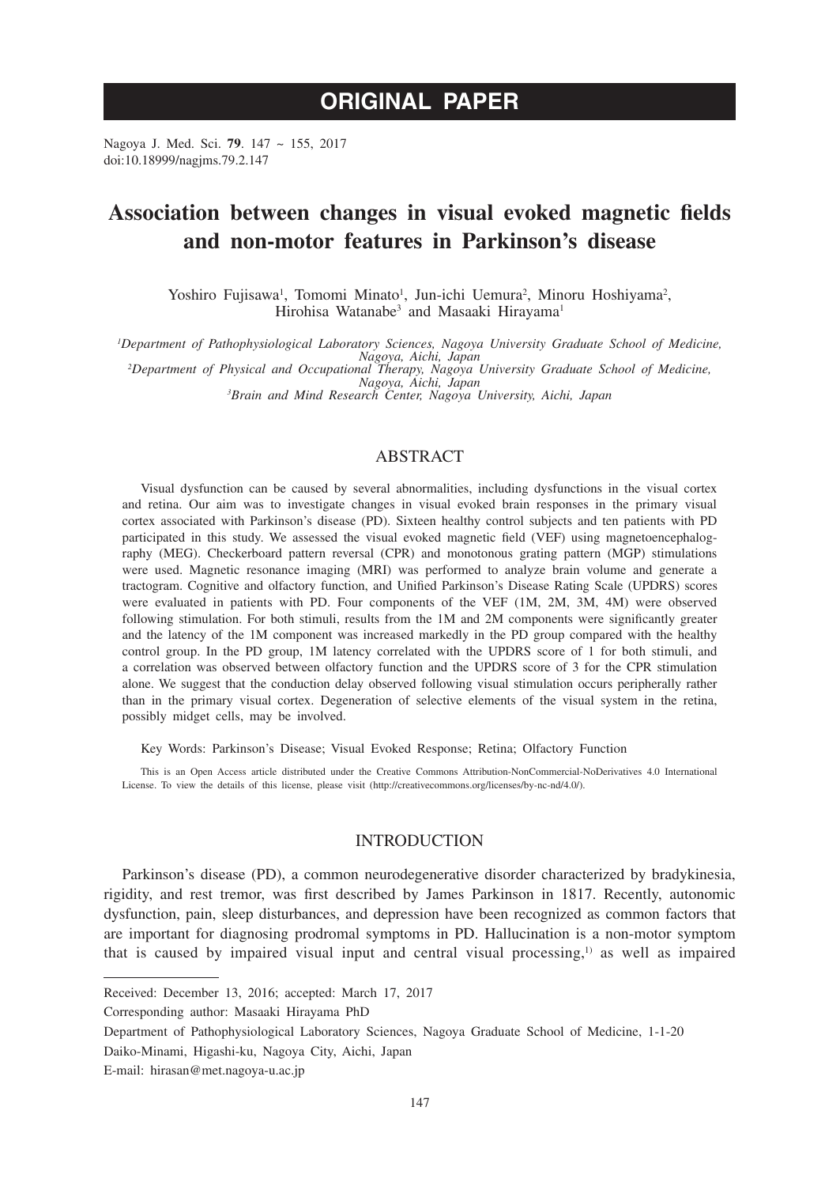# ORIGINAL PAPER

Nagoya J. Med. Sci. **79**. 147 ~ 155, 2017
doi:10.18999/nagjms.79.2.147

# Association between changes in visual evoked magnetic fields and non-motor features in Parkinson's disease

Yoshiro Fujisawa[1], Tomomi Minato[1], Jun-ichi Uemura[2], Minoru Hoshiyama[2], Hirohisa Watanabe[3] and Masaaki Hirayama[1]

*[1]Department of Pathophysiological Laboratory Sciences, Nagoya University Graduate School of Medicine, Nagoya, Aichi, Japan*
*[2]Department of Physical and Occupational Therapy, Nagoya University Graduate School of Medicine, Nagoya, Aichi, Japan*
*[3]Brain and Mind Research Center, Nagoya University, Aichi, Japan*

## ABSTRACT

Visual dysfunction can be caused by several abnormalities, including dysfunctions in the visual cortex and retina. Our aim was to investigate changes in visual evoked brain responses in the primary visual cortex associated with Parkinson's disease (PD). Sixteen healthy control subjects and ten patients with PD participated in this study. We assessed the visual evoked magnetic field (VEF) using magnetoencephalography (MEG). Checkerboard pattern reversal (CPR) and monotonous grating pattern (MGP) stimulations were used. Magnetic resonance imaging (MRI) was performed to analyze brain volume and generate a tractogram. Cognitive and olfactory function, and Unified Parkinson's Disease Rating Scale (UPDRS) scores were evaluated in patients with PD. Four components of the VEF (1M, 2M, 3M, 4M) were observed following stimulation. For both stimuli, results from the 1M and 2M components were significantly greater and the latency of the 1M component was increased markedly in the PD group compared with the healthy control group. In the PD group, 1M latency correlated with the UPDRS score of 1 for both stimuli, and a correlation was observed between olfactory function and the UPDRS score of 3 for the CPR stimulation alone. We suggest that the conduction delay observed following visual stimulation occurs peripherally rather than in the primary visual cortex. Degeneration of selective elements of the visual system in the retina, possibly midget cells, may be involved.

Key Words: Parkinson's Disease; Visual Evoked Response; Retina; Olfactory Function

This is an Open Access article distributed under the Creative Commons Attribution-NonCommercial-NoDerivatives 4.0 International License. To view the details of this license, please visit (http://creativecommons.org/licenses/by-nc-nd/4.0/).

## INTRODUCTION

Parkinson's disease (PD), a common neurodegenerative disorder characterized by bradykinesia, rigidity, and rest tremor, was first described by James Parkinson in 1817. Recently, autonomic dysfunction, pain, sleep disturbances, and depression have been recognized as common factors that are important for diagnosing prodromal symptoms in PD. Hallucination is a non-motor symptom that is caused by impaired visual input and central visual processing,[1] as well as impaired

Received: December 13, 2016; accepted: March 17, 2017

Corresponding author: Masaaki Hirayama PhD

Department of Pathophysiological Laboratory Sciences, Nagoya Graduate School of Medicine, 1-1-20 Daiko-Minami, Higashi-ku, Nagoya City, Aichi, Japan

E-mail: hirasan@met.nagoya-u.ac.jp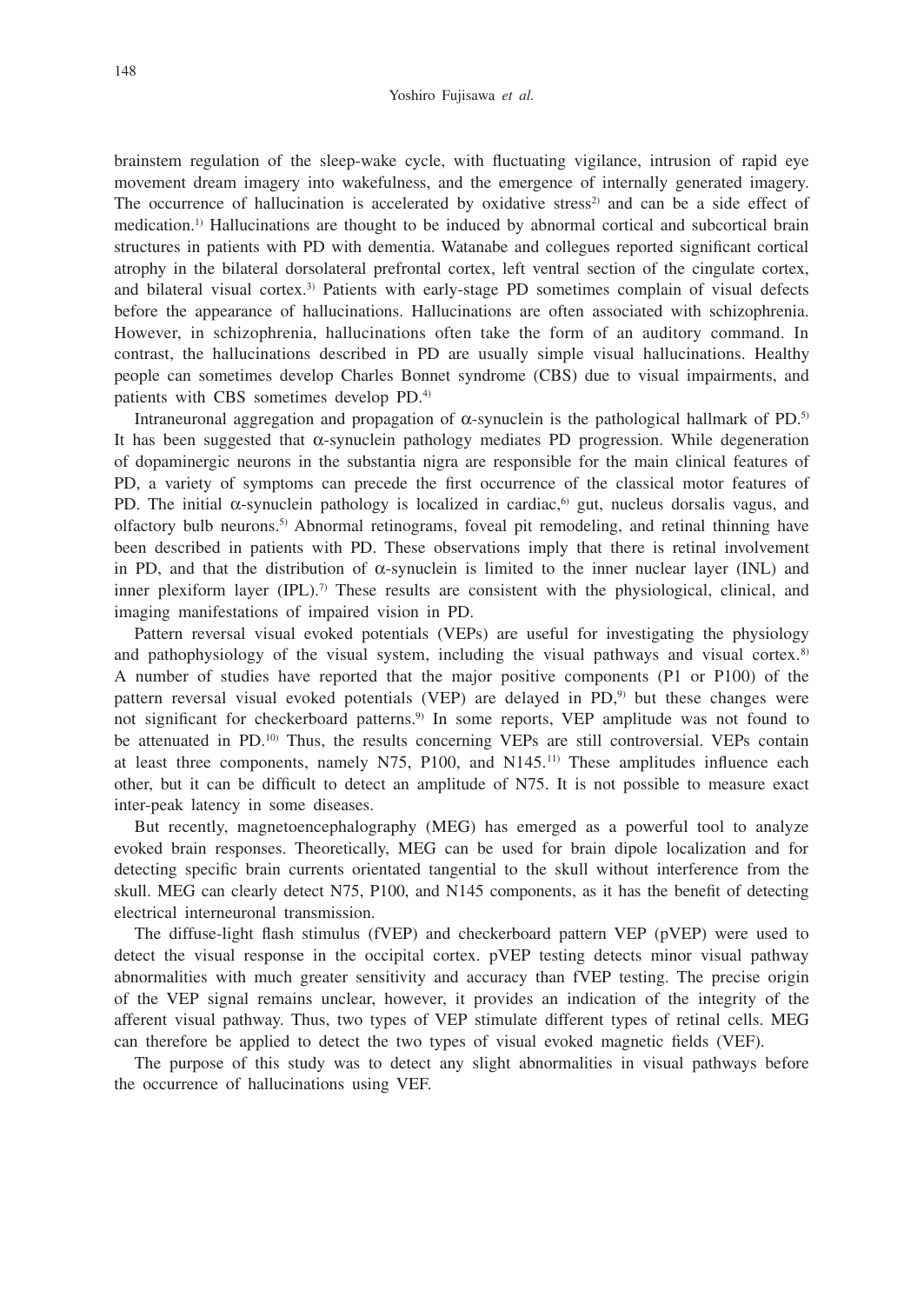brainstem regulation of the sleep-wake cycle, with fluctuating vigilance, intrusion of rapid eye movement dream imagery into wakefulness, and the emergence of internally generated imagery. The occurrence of hallucination is accelerated by oxidative stress[2] and can be a side effect of medication.[1] Hallucinations are thought to be induced by abnormal cortical and subcortical brain structures in patients with PD with dementia. Watanabe and collegues reported significant cortical atrophy in the bilateral dorsolateral prefrontal cortex, left ventral section of the cingulate cortex, and bilateral visual cortex.[3] Patients with early-stage PD sometimes complain of visual defects before the appearance of hallucinations. Hallucinations are often associated with schizophrenia. However, in schizophrenia, hallucinations often take the form of an auditory command. In contrast, the hallucinations described in PD are usually simple visual hallucinations. Healthy people can sometimes develop Charles Bonnet syndrome (CBS) due to visual impairments, and patients with CBS sometimes develop PD.[4]

Intraneuronal aggregation and propagation of α-synuclein is the pathological hallmark of PD.[5] It has been suggested that α-synuclein pathology mediates PD progression. While degeneration of dopaminergic neurons in the substantia nigra are responsible for the main clinical features of PD, a variety of symptoms can precede the first occurrence of the classical motor features of PD. The initial α-synuclein pathology is localized in cardiac,[6] gut, nucleus dorsalis vagus, and olfactory bulb neurons.[5] Abnormal retinograms, foveal pit remodeling, and retinal thinning have been described in patients with PD. These observations imply that there is retinal involvement in PD, and that the distribution of α-synuclein is limited to the inner nuclear layer (INL) and inner plexiform layer (IPL).[7] These results are consistent with the physiological, clinical, and imaging manifestations of impaired vision in PD.

Pattern reversal visual evoked potentials (VEPs) are useful for investigating the physiology and pathophysiology of the visual system, including the visual pathways and visual cortex.[8] A number of studies have reported that the major positive components (P1 or P100) of the pattern reversal visual evoked potentials (VEP) are delayed in PD,[9] but these changes were not significant for checkerboard patterns.[9] In some reports, VEP amplitude was not found to be attenuated in PD.[10] Thus, the results concerning VEPs are still controversial. VEPs contain at least three components, namely N75, P100, and N145.[11] These amplitudes influence each other, but it can be difficult to detect an amplitude of N75. It is not possible to measure exact inter-peak latency in some diseases.

But recently, magnetoencephalography (MEG) has emerged as a powerful tool to analyze evoked brain responses. Theoretically, MEG can be used for brain dipole localization and for detecting specific brain currents orientated tangential to the skull without interference from the skull. MEG can clearly detect N75, P100, and N145 components, as it has the benefit of detecting electrical interneuronal transmission.

The diffuse-light flash stimulus (fVEP) and checkerboard pattern VEP (pVEP) were used to detect the visual response in the occipital cortex. pVEP testing detects minor visual pathway abnormalities with much greater sensitivity and accuracy than fVEP testing. The precise origin of the VEP signal remains unclear, however, it provides an indication of the integrity of the afferent visual pathway. Thus, two types of VEP stimulate different types of retinal cells. MEG can therefore be applied to detect the two types of visual evoked magnetic fields (VEF).

The purpose of this study was to detect any slight abnormalities in visual pathways before the occurrence of hallucinations using VEF.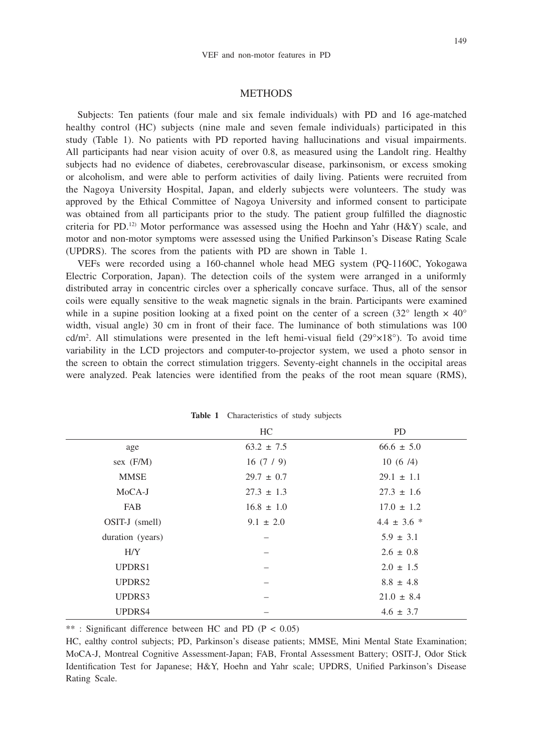## METHODS

Subjects: Ten patients (four male and six female individuals) with PD and 16 age-matched healthy control (HC) subjects (nine male and seven female individuals) participated in this study (Table 1). No patients with PD reported having hallucinations and visual impairments. All participants had near vision acuity of over 0.8, as measured using the Landolt ring. Healthy subjects had no evidence of diabetes, cerebrovascular disease, parkinsonism, or excess smoking or alcoholism, and were able to perform activities of daily living. Patients were recruited from the Nagoya University Hospital, Japan, and elderly subjects were volunteers. The study was approved by the Ethical Committee of Nagoya University and informed consent to participate was obtained from all participants prior to the study. The patient group fulfilled the diagnostic criteria for PD.[12] Motor performance was assessed using the Hoehn and Yahr (H&Y) scale, and motor and non-motor symptoms were assessed using the Unified Parkinson's Disease Rating Scale (UPDRS). The scores from the patients with PD are shown in Table 1.

VEFs were recorded using a 160-channel whole head MEG system (PQ-1160C, Yokogawa Electric Corporation, Japan). The detection coils of the system were arranged in a uniformly distributed array in concentric circles over a spherically concave surface. Thus, all of the sensor coils were equally sensitive to the weak magnetic signals in the brain. Participants were examined while in a supine position looking at a fixed point on the center of a screen (32° length × 40° width, visual angle) 30 cm in front of their face. The luminance of both stimulations was 100 cd/m$^2$. All stimulations were presented in the left hemi-visual field (29°×18°). To avoid time variability in the LCD projectors and computer-to-projector system, we used a photo sensor in the screen to obtain the correct stimulation triggers. Seventy-eight channels in the occipital areas were analyzed. Peak latencies were identified from the peaks of the root mean square (RMS),

**Table 1** Characteristics of study subjects

| | HC | PD |
|---|---|---|
| age | 63.2 ± 7.5 | 66.6 ± 5.0 |
| sex (F/M) | 16 (7 / 9) | 10 (6 /4) |
| MMSE | 29.7 ± 0.7 | 29.1 ± 1.1 |
| MoCA-J | 27.3 ± 1.3 | 27.3 ± 1.6 |
| FAB | 16.8 ± 1.0 | 17.0 ± 1.2 |
| OSIT-J (smell) | 9.1 ± 2.0 | 4.4 ± 3.6 * |
| duration (years) | – | 5.9 ± 3.1 |
| H/Y | – | 2.6 ± 0.8 |
| UPDRS1 | – | 2.0 ± 1.5 |
| UPDRS2 | – | 8.8 ± 4.8 |
| UPDRS3 | – | 21.0 ± 8.4 |
| UPDRS4 | – | 4.6 ± 3.7 |

** : Significant difference between HC and PD ($P < 0.05$)

HC, ealthy control subjects; PD, Parkinson's disease patients; MMSE, Mini Mental State Examination; MoCA-J, Montreal Cognitive Assessment-Japan; FAB, Frontal Assessment Battery; OSIT-J, Odor Stick Identification Test for Japanese; H&Y, Hoehn and Yahr scale; UPDRS, Unified Parkinson's Disease Rating Scale.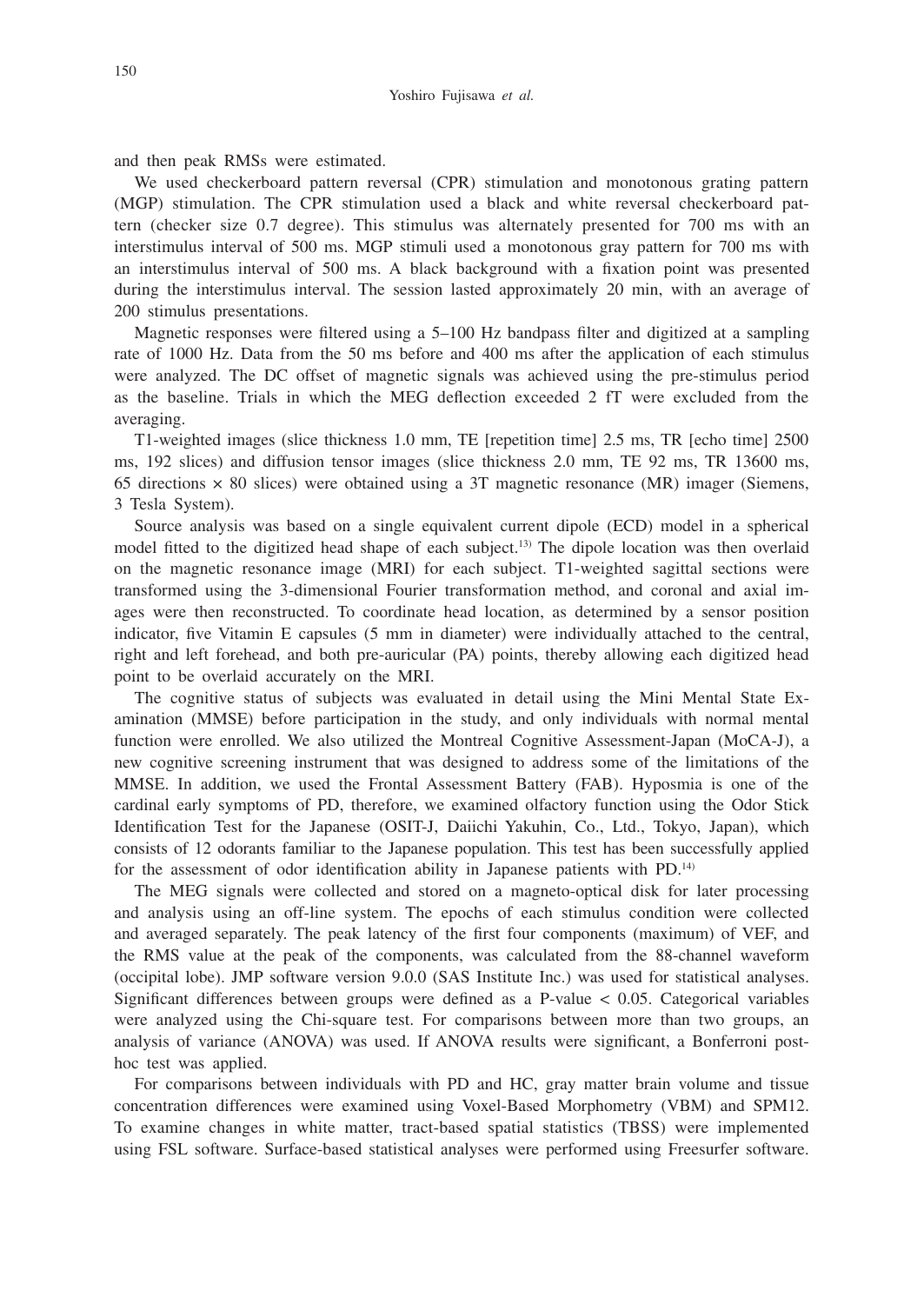and then peak RMSs were estimated.

We used checkerboard pattern reversal (CPR) stimulation and monotonous grating pattern (MGP) stimulation. The CPR stimulation used a black and white reversal checkerboard pattern (checker size 0.7 degree). This stimulus was alternately presented for 700 ms with an interstimulus interval of 500 ms. MGP stimuli used a monotonous gray pattern for 700 ms with an interstimulus interval of 500 ms. A black background with a fixation point was presented during the interstimulus interval. The session lasted approximately 20 min, with an average of 200 stimulus presentations.

Magnetic responses were filtered using a 5–100 Hz bandpass filter and digitized at a sampling rate of 1000 Hz. Data from the 50 ms before and 400 ms after the application of each stimulus were analyzed. The DC offset of magnetic signals was achieved using the pre-stimulus period as the baseline. Trials in which the MEG deflection exceeded 2 fT were excluded from the averaging.

T1-weighted images (slice thickness 1.0 mm, TE [repetition time] 2.5 ms, TR [echo time] 2500 ms, 192 slices) and diffusion tensor images (slice thickness 2.0 mm, TE 92 ms, TR 13600 ms, 65 directions × 80 slices) were obtained using a 3T magnetic resonance (MR) imager (Siemens, 3 Tesla System).

Source analysis was based on a single equivalent current dipole (ECD) model in a spherical model fitted to the digitized head shape of each subject.[13] The dipole location was then overlaid on the magnetic resonance image (MRI) for each subject. T1-weighted sagittal sections were transformed using the 3-dimensional Fourier transformation method, and coronal and axial images were then reconstructed. To coordinate head location, as determined by a sensor position indicator, five Vitamin E capsules (5 mm in diameter) were individually attached to the central, right and left forehead, and both pre-auricular (PA) points, thereby allowing each digitized head point to be overlaid accurately on the MRI.

The cognitive status of subjects was evaluated in detail using the Mini Mental State Examination (MMSE) before participation in the study, and only individuals with normal mental function were enrolled. We also utilized the Montreal Cognitive Assessment-Japan (MoCA-J), a new cognitive screening instrument that was designed to address some of the limitations of the MMSE. In addition, we used the Frontal Assessment Battery (FAB). Hyposmia is one of the cardinal early symptoms of PD, therefore, we examined olfactory function using the Odor Stick Identification Test for the Japanese (OSIT-J, Daiichi Yakuhin, Co., Ltd., Tokyo, Japan), which consists of 12 odorants familiar to the Japanese population. This test has been successfully applied for the assessment of odor identification ability in Japanese patients with PD.[14]

The MEG signals were collected and stored on a magneto-optical disk for later processing and analysis using an off-line system. The epochs of each stimulus condition were collected and averaged separately. The peak latency of the first four components (maximum) of VEF, and the RMS value at the peak of the components, was calculated from the 88-channel waveform (occipital lobe). JMP software version 9.0.0 (SAS Institute Inc.) was used for statistical analyses. Significant differences between groups were defined as a P-value $< 0.05$. Categorical variables were analyzed using the Chi-square test. For comparisons between more than two groups, an analysis of variance (ANOVA) was used. If ANOVA results were significant, a Bonferroni post-hoc test was applied.

For comparisons between individuals with PD and HC, gray matter brain volume and tissue concentration differences were examined using Voxel-Based Morphometry (VBM) and SPM12. To examine changes in white matter, tract-based spatial statistics (TBSS) were implemented using FSL software. Surface-based statistical analyses were performed using Freesurfer software.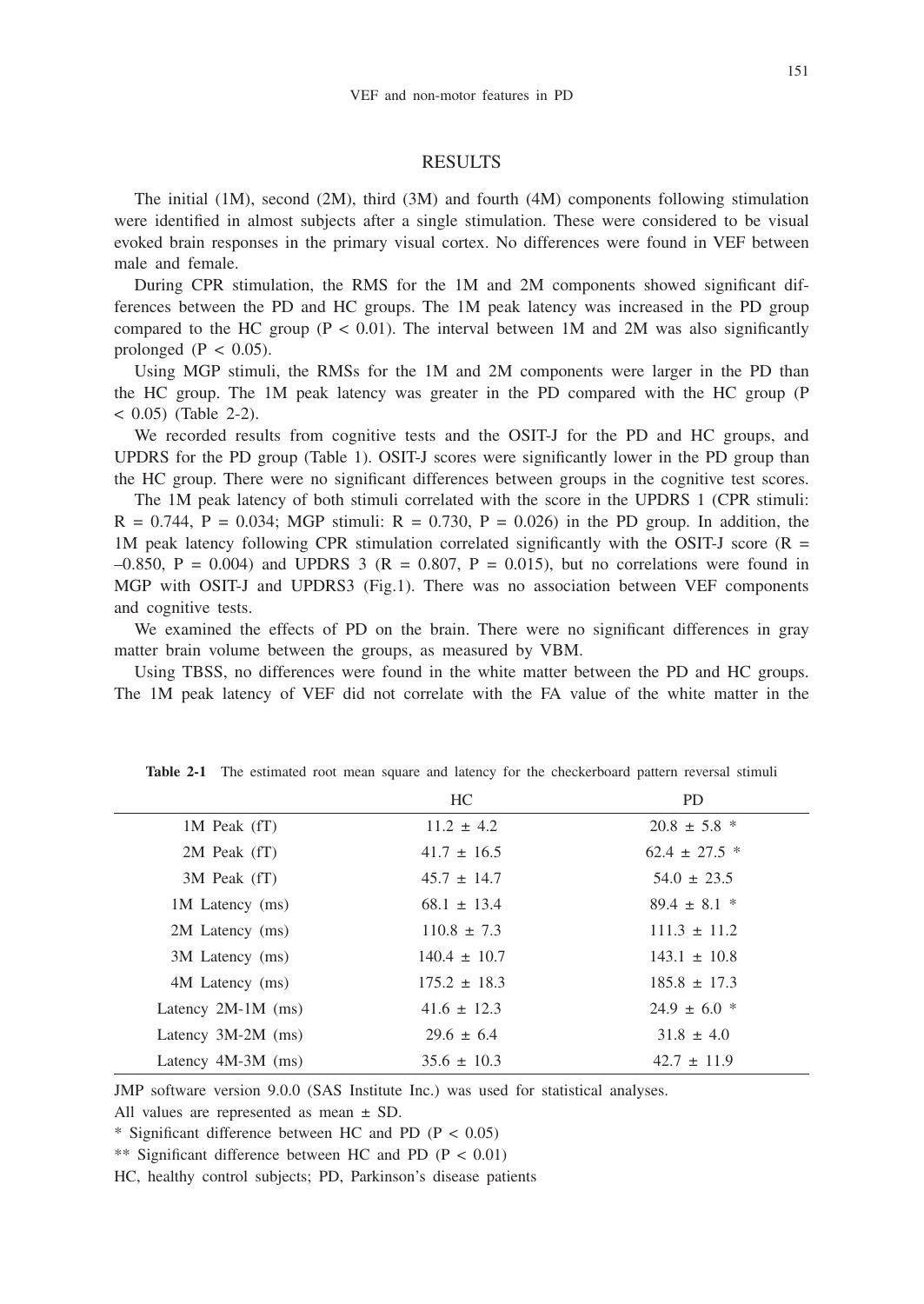## RESULTS

The initial (1M), second (2M), third (3M) and fourth (4M) components following stimulation were identified in almost subjects after a single stimulation. These were considered to be visual evoked brain responses in the primary visual cortex. No differences were found in VEF between male and female.

During CPR stimulation, the RMS for the 1M and 2M components showed significant differences between the PD and HC groups. The 1M peak latency was increased in the PD group compared to the HC group ($P < 0.01$). The interval between 1M and 2M was also significantly prolonged ($P < 0.05$).

Using MGP stimuli, the RMSs for the 1M and 2M components were larger in the PD than the HC group. The 1M peak latency was greater in the PD compared with the HC group ($P < 0.05$) (Table 2-2).

We recorded results from cognitive tests and the OSIT-J for the PD and HC groups, and UPDRS for the PD group (Table 1). OSIT-J scores were significantly lower in the PD group than the HC group. There were no significant differences between groups in the cognitive test scores.

The 1M peak latency of both stimuli correlated with the score in the UPDRS 1 (CPR stimuli: $R = 0.744$, $P = 0.034$; MGP stimuli: $R = 0.730$, $P = 0.026$) in the PD group. In addition, the 1M peak latency following CPR stimulation correlated significantly with the OSIT-J score ($R = -0.850$, $P = 0.004$) and UPDRS 3 ($R = 0.807$, $P = 0.015$), but no correlations were found in MGP with OSIT-J and UPDRS3 (Fig.1). There was no association between VEF components and cognitive tests.

We examined the effects of PD on the brain. There were no significant differences in gray matter brain volume between the groups, as measured by VBM.

Using TBSS, no differences were found in the white matter between the PD and HC groups. The 1M peak latency of VEF did not correlate with the FA value of the white matter in the

**Table 2-1** The estimated root mean square and latency for the checkerboard pattern reversal stimuli

| | HC | PD |
|---|---|---|
| 1M Peak (fT) | 11.2 ± 4.2 | 20.8 ± 5.8 * |
| 2M Peak (fT) | 41.7 ± 16.5 | 62.4 ± 27.5 * |
| 3M Peak (fT) | 45.7 ± 14.7 | 54.0 ± 23.5 |
| 1M Latency (ms) | 68.1 ± 13.4 | 89.4 ± 8.1 * |
| 2M Latency (ms) | 110.8 ± 7.3 | 111.3 ± 11.2 |
| 3M Latency (ms) | 140.4 ± 10.7 | 143.1 ± 10.8 |
| 4M Latency (ms) | 175.2 ± 18.3 | 185.8 ± 17.3 |
| Latency 2M-1M (ms) | 41.6 ± 12.3 | 24.9 ± 6.0 * |
| Latency 3M-2M (ms) | 29.6 ± 6.4 | 31.8 ± 4.0 |
| Latency 4M-3M (ms) | 35.6 ± 10.3 | 42.7 ± 11.9 |

JMP software version 9.0.0 (SAS Institute Inc.) was used for statistical analyses.

All values are represented as mean ± SD.

* Significant difference between HC and PD ($P < 0.05$)

** Significant difference between HC and PD ($P < 0.01$)

HC, healthy control subjects; PD, Parkinson's disease patients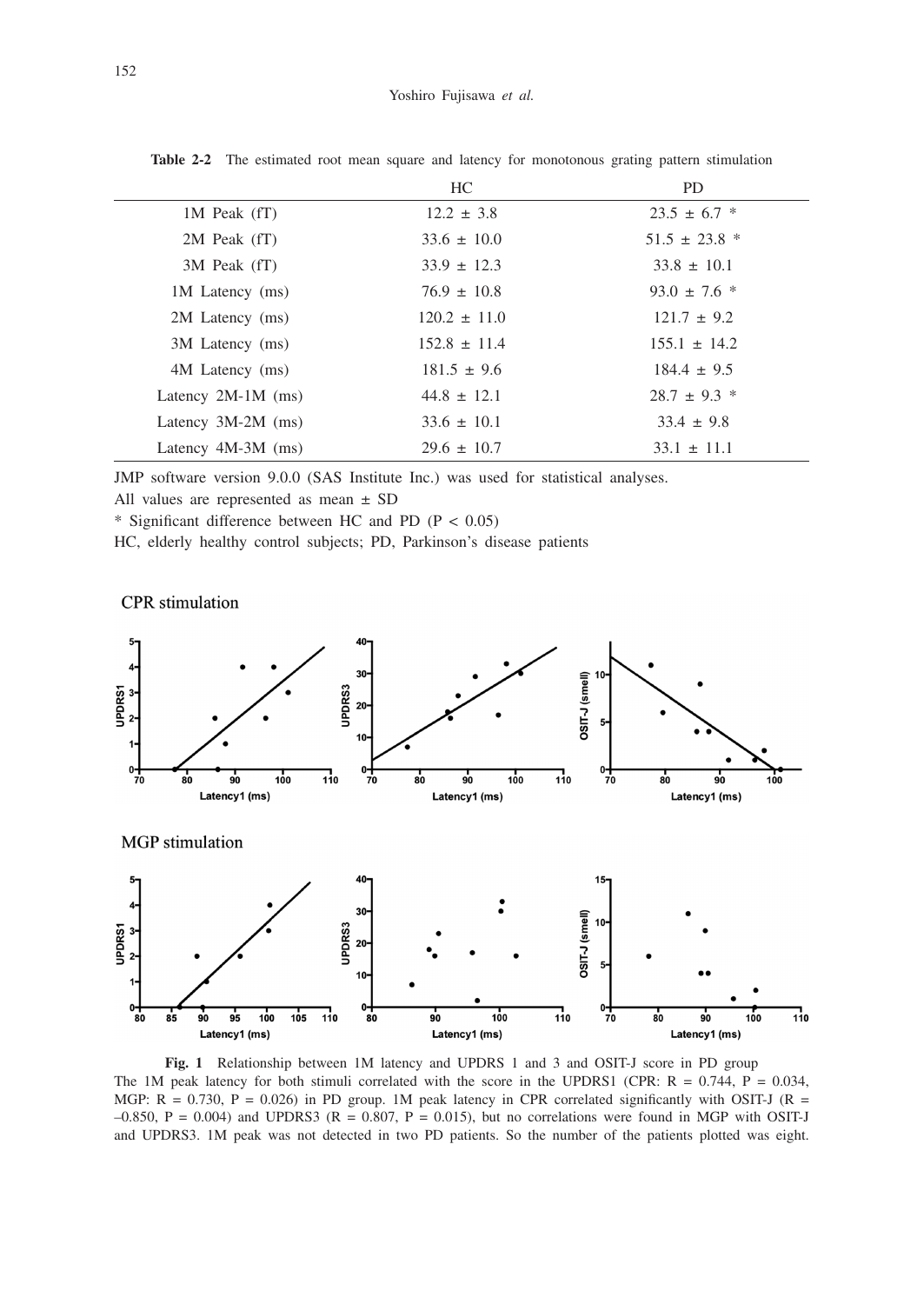**Table 2-2** The estimated root mean square and latency for monotonous grating pattern stimulation

| | HC | PD |
|---|---|---|
| 1M Peak (fT) | 12.2 ± 3.8 | 23.5 ± 6.7 * |
| 2M Peak (fT) | 33.6 ± 10.0 | 51.5 ± 23.8 * |
| 3M Peak (fT) | 33.9 ± 12.3 | 33.8 ± 10.1 |
| 1M Latency (ms) | 76.9 ± 10.8 | 93.0 ± 7.6 * |
| 2M Latency (ms) | 120.2 ± 11.0 | 121.7 ± 9.2 |
| 3M Latency (ms) | 152.8 ± 11.4 | 155.1 ± 14.2 |
| 4M Latency (ms) | 181.5 ± 9.6 | 184.4 ± 9.5 |
| Latency 2M-1M (ms) | 44.8 ± 12.1 | 28.7 ± 9.3 * |
| Latency 3M-2M (ms) | 33.6 ± 10.1 | 33.4 ± 9.8 |
| Latency 4M-3M (ms) | 29.6 ± 10.7 | 33.1 ± 11.1 |

JMP software version 9.0.0 (SAS Institute Inc.) was used for statistical analyses.

All values are represented as mean ± SD

* Significant difference between HC and PD ($P < 0.05$)

HC, elderly healthy control subjects; PD, Parkinson's disease patients

CPR stimulation

MGP stimulation

**Fig. 1** Relationship between 1M latency and UPDRS 1 and 3 and OSIT-J score in PD group
The 1M peak latency for both stimuli correlated with the score in the UPDRS1 (CPR: $R = 0.744$, $P = 0.034$, MGP: $R = 0.730$, $P = 0.026$) in PD group. 1M peak latency in CPR correlated significantly with OSIT-J ($R = -0.850$, $P = 0.004$) and UPDRS3 ($R = 0.807$, $P = 0.015$), but no correlations were found in MGP with OSIT-J and UPDRS3. 1M peak was not detected in two PD patients. So the number of the patients plotted was eight.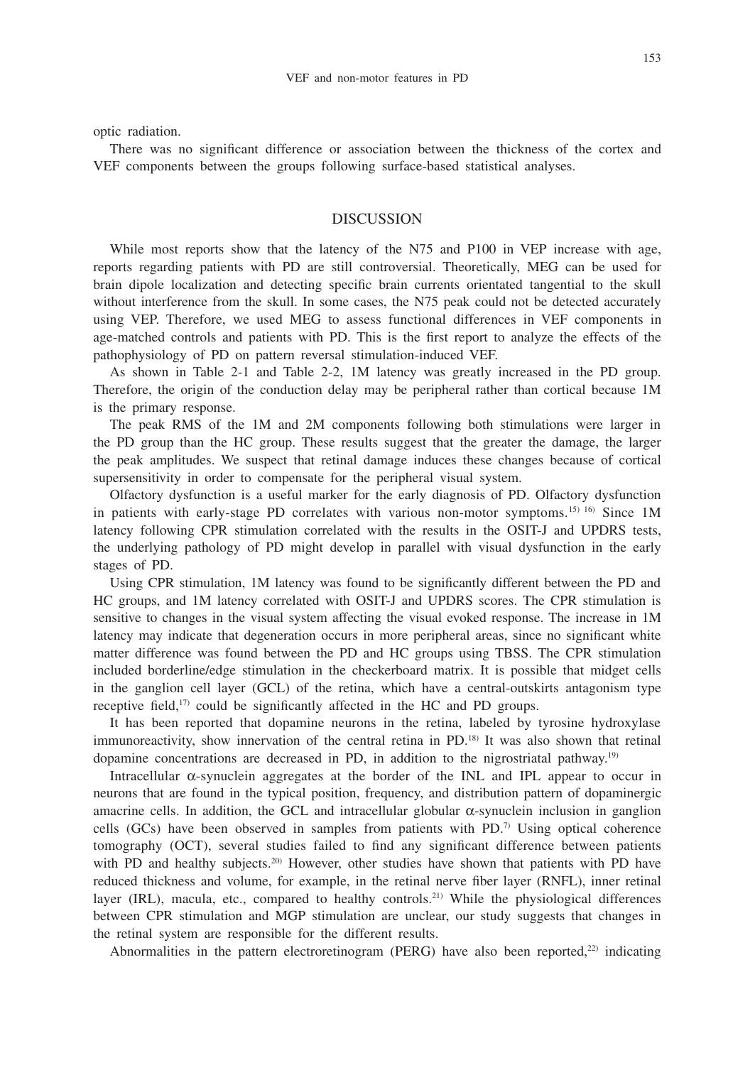optic radiation.

There was no significant difference or association between the thickness of the cortex and VEF components between the groups following surface-based statistical analyses.

## DISCUSSION

While most reports show that the latency of the N75 and P100 in VEP increase with age, reports regarding patients with PD are still controversial. Theoretically, MEG can be used for brain dipole localization and detecting specific brain currents orientated tangential to the skull without interference from the skull. In some cases, the N75 peak could not be detected accurately using VEP. Therefore, we used MEG to assess functional differences in VEF components in age-matched controls and patients with PD. This is the first report to analyze the effects of the pathophysiology of PD on pattern reversal stimulation-induced VEF.

As shown in Table 2-1 and Table 2-2, 1M latency was greatly increased in the PD group. Therefore, the origin of the conduction delay may be peripheral rather than cortical because 1M is the primary response.

The peak RMS of the 1M and 2M components following both stimulations were larger in the PD group than the HC group. These results suggest that the greater the damage, the larger the peak amplitudes. We suspect that retinal damage induces these changes because of cortical supersensitivity in order to compensate for the peripheral visual system.

Olfactory dysfunction is a useful marker for the early diagnosis of PD. Olfactory dysfunction in patients with early-stage PD correlates with various non-motor symptoms.[15) 16)] Since 1M latency following CPR stimulation correlated with the results in the OSIT-J and UPDRS tests, the underlying pathology of PD might develop in parallel with visual dysfunction in the early stages of PD.

Using CPR stimulation, 1M latency was found to be significantly different between the PD and HC groups, and 1M latency correlated with OSIT-J and UPDRS scores. The CPR stimulation is sensitive to changes in the visual system affecting the visual evoked response. The increase in 1M latency may indicate that degeneration occurs in more peripheral areas, since no significant white matter difference was found between the PD and HC groups using TBSS. The CPR stimulation included borderline/edge stimulation in the checkerboard matrix. It is possible that midget cells in the ganglion cell layer (GCL) of the retina, which have a central-outskirts antagonism type receptive field,[17)] could be significantly affected in the HC and PD groups.

It has been reported that dopamine neurons in the retina, labeled by tyrosine hydroxylase immunoreactivity, show innervation of the central retina in PD.[18)] It was also shown that retinal dopamine concentrations are decreased in PD, in addition to the nigrostriatal pathway.[19)]

Intracellular α-synuclein aggregates at the border of the INL and IPL appear to occur in neurons that are found in the typical position, frequency, and distribution pattern of dopaminergic amacrine cells. In addition, the GCL and intracellular globular α-synuclein inclusion in ganglion cells (GCs) have been observed in samples from patients with PD.[7)] Using optical coherence tomography (OCT), several studies failed to find any significant difference between patients with PD and healthy subjects.[20)] However, other studies have shown that patients with PD have reduced thickness and volume, for example, in the retinal nerve fiber layer (RNFL), inner retinal layer (IRL), macula, etc., compared to healthy controls.[21)] While the physiological differences between CPR stimulation and MGP stimulation are unclear, our study suggests that changes in the retinal system are responsible for the different results.

Abnormalities in the pattern electroretinogram (PERG) have also been reported,[22)] indicating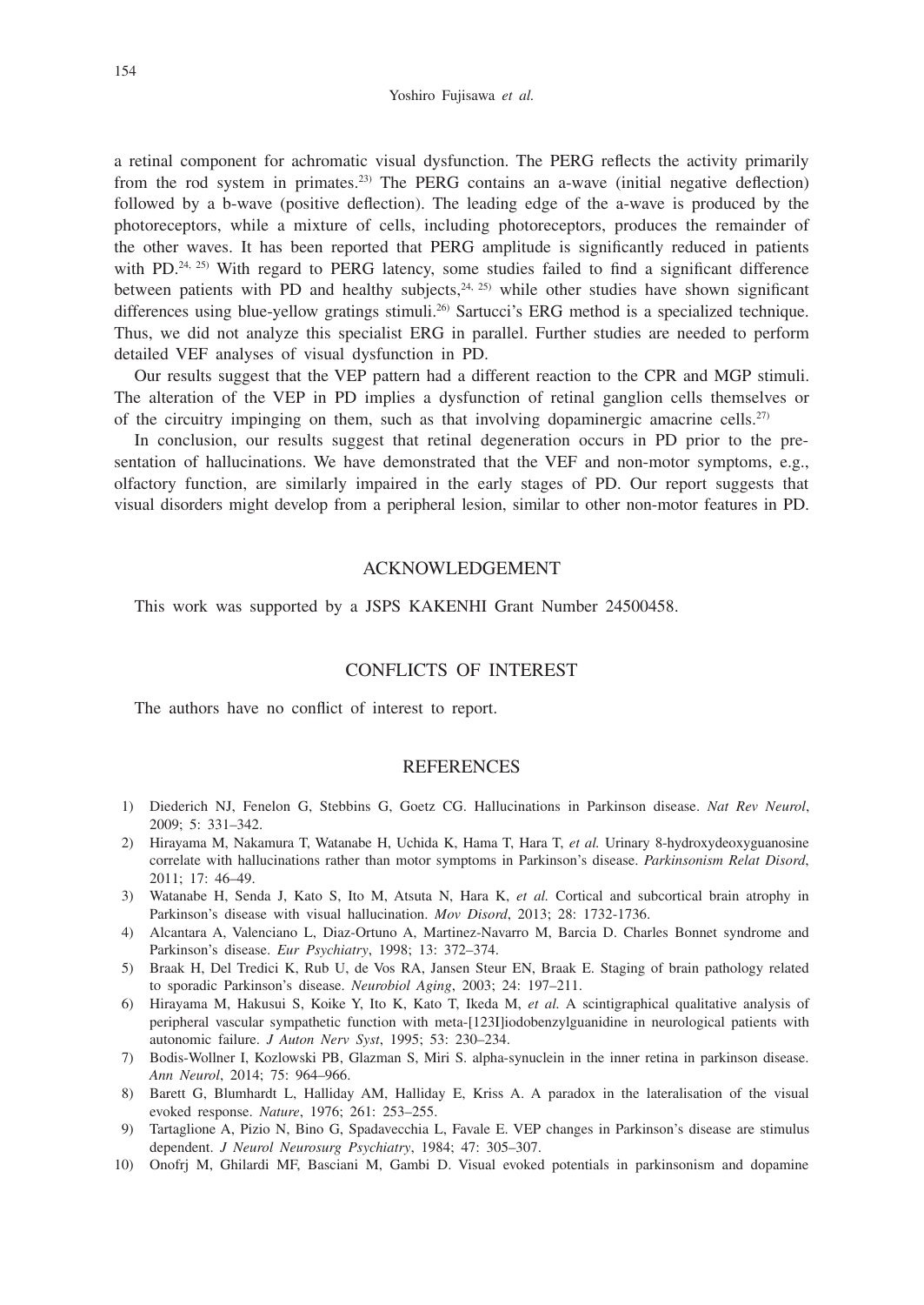a retinal component for achromatic visual dysfunction. The PERG reflects the activity primarily from the rod system in primates.[23] The PERG contains an a-wave (initial negative deflection) followed by a b-wave (positive deflection). The leading edge of the a-wave is produced by the photoreceptors, while a mixture of cells, including photoreceptors, produces the remainder of the other waves. It has been reported that PERG amplitude is significantly reduced in patients with PD.[24, 25] With regard to PERG latency, some studies failed to find a significant difference between patients with PD and healthy subjects,[24, 25] while other studies have shown significant differences using blue-yellow gratings stimuli.[26] Sartucci's ERG method is a specialized technique. Thus, we did not analyze this specialist ERG in parallel. Further studies are needed to perform detailed VEF analyses of visual dysfunction in PD.

Our results suggest that the VEP pattern had a different reaction to the CPR and MGP stimuli. The alteration of the VEP in PD implies a dysfunction of retinal ganglion cells themselves or of the circuitry impinging on them, such as that involving dopaminergic amacrine cells.[27]

In conclusion, our results suggest that retinal degeneration occurs in PD prior to the presentation of hallucinations. We have demonstrated that the VEF and non-motor symptoms, e.g., olfactory function, are similarly impaired in the early stages of PD. Our report suggests that visual disorders might develop from a peripheral lesion, similar to other non-motor features in PD.

## ACKNOWLEDGEMENT

This work was supported by a JSPS KAKENHI Grant Number 24500458.

## CONFLICTS OF INTEREST

The authors have no conflict of interest to report.

## REFERENCES

1) Diederich NJ, Fenelon G, Stebbins G, Goetz CG. Hallucinations in Parkinson disease. *Nat Rev Neurol*, 2009; 5: 331–342.
2) Hirayama M, Nakamura T, Watanabe H, Uchida K, Hama T, Hara T, *et al.* Urinary 8-hydroxydeoxyguanosine correlate with hallucinations rather than motor symptoms in Parkinson's disease. *Parkinsonism Relat Disord*, 2011; 17: 46–49.
3) Watanabe H, Senda J, Kato S, Ito M, Atsuta N, Hara K, *et al.* Cortical and subcortical brain atrophy in Parkinson's disease with visual hallucination. *Mov Disord*, 2013; 28: 1732-1736.
4) Alcantara A, Valenciano L, Diaz-Ortuno A, Martinez-Navarro M, Barcia D. Charles Bonnet syndrome and Parkinson's disease. *Eur Psychiatry*, 1998; 13: 372–374.
5) Braak H, Del Tredici K, Rub U, de Vos RA, Jansen Steur EN, Braak E. Staging of brain pathology related to sporadic Parkinson's disease. *Neurobiol Aging*, 2003; 24: 197–211.
6) Hirayama M, Hakusui S, Koike Y, Ito K, Kato T, Ikeda M, *et al.* A scintigraphical qualitative analysis of peripheral vascular sympathetic function with meta-[123I]iodobenzylguanidine in neurological patients with autonomic failure. *J Auton Nerv Syst*, 1995; 53: 230–234.
7) Bodis-Wollner I, Kozlowski PB, Glazman S, Miri S. alpha-synuclein in the inner retina in parkinson disease. *Ann Neurol*, 2014; 75: 964–966.
8) Barett G, Blumhardt L, Halliday AM, Halliday E, Kriss A. A paradox in the lateralisation of the visual evoked response. *Nature*, 1976; 261: 253–255.
9) Tartaglione A, Pizio N, Bino G, Spadavecchia L, Favale E. VEP changes in Parkinson's disease are stimulus dependent. *J Neurol Neurosurg Psychiatry*, 1984; 47: 305–307.
10) Onofrj M, Ghilardi MF, Basciani M, Gambi D. Visual evoked potentials in parkinsonism and dopamine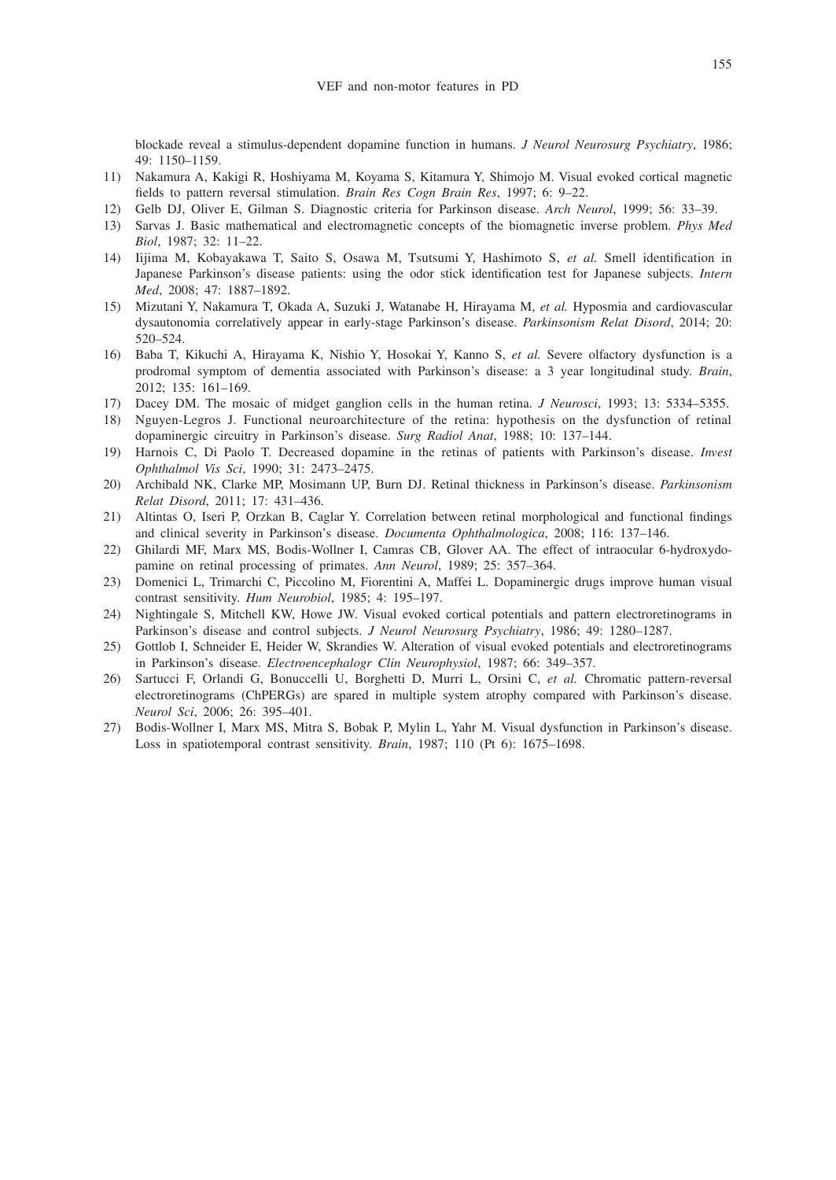blockade reveal a stimulus-dependent dopamine function in humans. *J Neurol Neurosurg Psychiatry*, 1986; 49: 1150–1159.

11) Nakamura A, Kakigi R, Hoshiyama M, Koyama S, Kitamura Y, Shimojo M. Visual evoked cortical magnetic fields to pattern reversal stimulation. *Brain Res Cogn Brain Res*, 1997; 6: 9–22.
12) Gelb DJ, Oliver E, Gilman S. Diagnostic criteria for Parkinson disease. *Arch Neurol*, 1999; 56: 33–39.
13) Sarvas J. Basic mathematical and electromagnetic concepts of the biomagnetic inverse problem. *Phys Med Biol*, 1987; 32: 11–22.
14) Iijima M, Kobayakawa T, Saito S, Osawa M, Tsutsumi Y, Hashimoto S, *et al.* Smell identification in Japanese Parkinson's disease patients: using the odor stick identification test for Japanese subjects. *Intern Med*, 2008; 47: 1887–1892.
15) Mizutani Y, Nakamura T, Okada A, Suzuki J, Watanabe H, Hirayama M, *et al.* Hyposmia and cardiovascular dysautonomia correlatively appear in early-stage Parkinson's disease. *Parkinsonism Relat Disord*, 2014; 20: 520–524.
16) Baba T, Kikuchi A, Hirayama K, Nishio Y, Hosokai Y, Kanno S, *et al.* Severe olfactory dysfunction is a prodromal symptom of dementia associated with Parkinson's disease: a 3 year longitudinal study. *Brain*, 2012; 135: 161–169.
17) Dacey DM. The mosaic of midget ganglion cells in the human retina. *J Neurosci*, 1993; 13: 5334–5355.
18) Nguyen-Legros J. Functional neuroarchitecture of the retina: hypothesis on the dysfunction of retinal dopaminergic circuitry in Parkinson's disease. *Surg Radiol Anat*, 1988; 10: 137–144.
19) Harnois C, Di Paolo T. Decreased dopamine in the retinas of patients with Parkinson's disease. *Invest Ophthalmol Vis Sci*, 1990; 31: 2473–2475.
20) Archibald NK, Clarke MP, Mosimann UP, Burn DJ. Retinal thickness in Parkinson's disease. *Parkinsonism Relat Disord*, 2011; 17: 431–436.
21) Altintas O, Iseri P, Orzkan B, Caglar Y. Correlation between retinal morphological and functional findings and clinical severity in Parkinson's disease. *Documenta Ophthalmologica*, 2008; 116: 137–146.
22) Ghilardi MF, Marx MS, Bodis-Wollner I, Camras CB, Glover AA. The effect of intraocular 6-hydroxydopamine on retinal processing of primates. *Ann Neurol*, 1989; 25: 357–364.
23) Domenici L, Trimarchi C, Piccolino M, Fiorentini A, Maffei L. Dopaminergic drugs improve human visual contrast sensitivity. *Hum Neurobiol*, 1985; 4: 195–197.
24) Nightingale S, Mitchell KW, Howe JW. Visual evoked cortical potentials and pattern electroretinograms in Parkinson's disease and control subjects. *J Neurol Neurosurg Psychiatry*, 1986; 49: 1280–1287.
25) Gottlob I, Schneider E, Heider W, Skrandies W. Alteration of visual evoked potentials and electroretinograms in Parkinson's disease. *Electroencephalogr Clin Neurophysiol*, 1987; 66: 349–357.
26) Sartucci F, Orlandi G, Bonuccelli U, Borghetti D, Murri L, Orsini C, *et al.* Chromatic pattern-reversal electroretinograms (ChPERGs) are spared in multiple system atrophy compared with Parkinson's disease. *Neurol Sci*, 2006; 26: 395–401.
27) Bodis-Wollner I, Marx MS, Mitra S, Bobak P, Mylin L, Yahr M. Visual dysfunction in Parkinson's disease. Loss in spatiotemporal contrast sensitivity. *Brain*, 1987; 110 (Pt 6): 1675–1698.